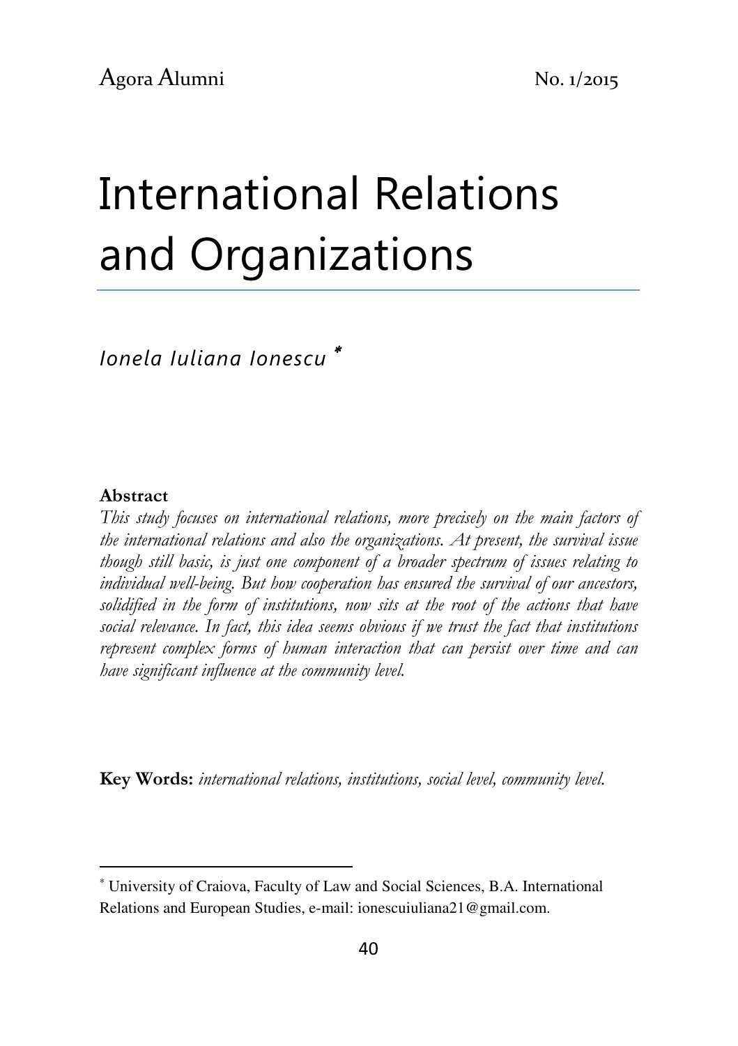# International Relations and Organizations

*Ionela Iuliana Ionescu* *

**Abstract**

*This study focuses on international relations, more precisely on the main factors of the international relations and also the organizations. At present, the survival issue though still basic, is just one component of a broader spectrum of issues relating to individual well-being. But how cooperation has ensured the survival of our ancestors, solidified in the form of institutions, now sits at the root of the actions that have social relevance. In fact, this idea seems obvious if we trust the fact that institutions represent complex forms of human interaction that can persist over time and can have significant influence at the community level.*

**Key Words:** *international relations, institutions, social level, community level.*

---

\* University of Craiova, Faculty of Law and Social Sciences, B.A. International Relations and European Studies, e-mail: ionescuiuliana21@gmail.com.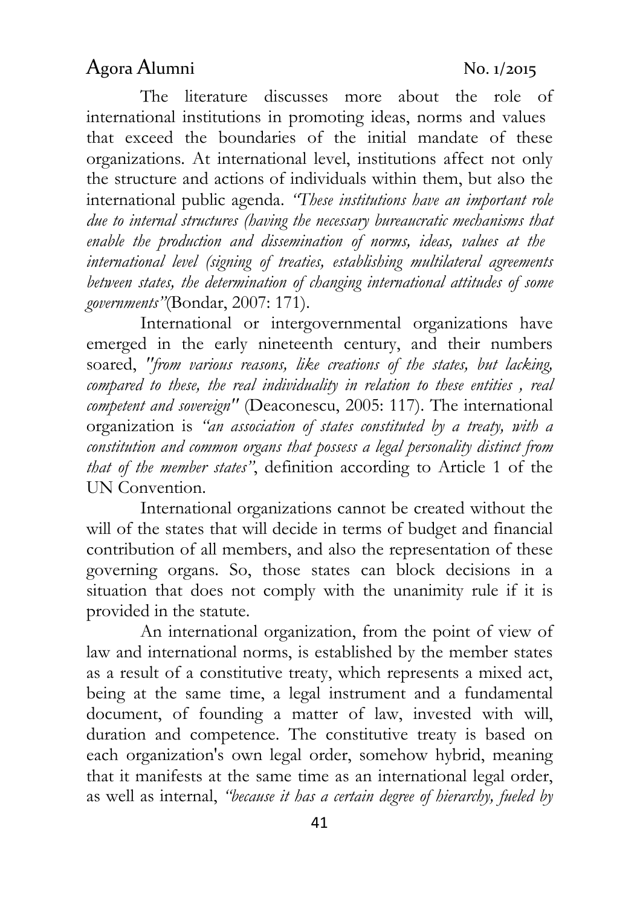The literature discusses more about the role of international institutions in promoting ideas, norms and values that exceed the boundaries of the initial mandate of these organizations. At international level, institutions affect not only the structure and actions of individuals within them, but also the international public agenda. *"These institutions have an important role due to internal structures (having the necessary bureaucratic mechanisms that enable the production and dissemination of norms, ideas, values at the international level (signing of treaties, establishing multilateral agreements between states, the determination of changing international attitudes of some governments"*(Bondar, 2007: 171).

International or intergovernmental organizations have emerged in the early nineteenth century, and their numbers soared, *"from various reasons, like creations of the states, but lacking, compared to these, the real individuality in relation to these entities , real competent and sovereign"* (Deaconescu, 2005: 117). The international organization is *"an association of states constituted by a treaty, with a constitution and common organs that possess a legal personality distinct from that of the member states"*, definition according to Article 1 of the UN Convention.

International organizations cannot be created without the will of the states that will decide in terms of budget and financial contribution of all members, and also the representation of these governing organs. So, those states can block decisions in a situation that does not comply with the unanimity rule if it is provided in the statute.

An international organization, from the point of view of law and international norms, is established by the member states as a result of a constitutive treaty, which represents a mixed act, being at the same time, a legal instrument and a fundamental document, of founding a matter of law, invested with will, duration and competence. The constitutive treaty is based on each organization's own legal order, somehow hybrid, meaning that it manifests at the same time as an international legal order, as well as internal, *"because it has a certain degree of hierarchy, fueled by*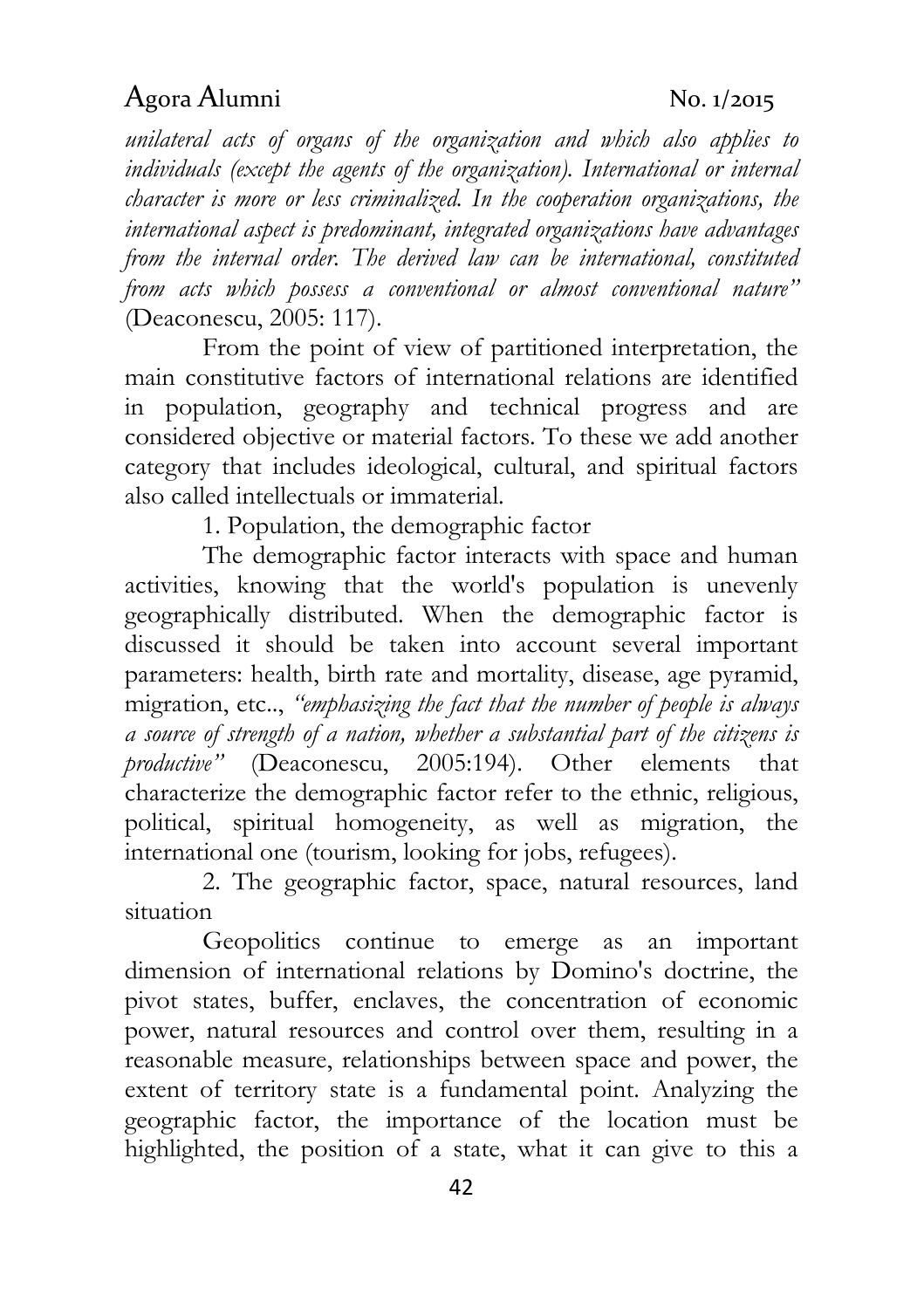*unilateral acts of organs of the organization and which also applies to individuals (except the agents of the organization). International or internal character is more or less criminalized. In the cooperation organizations, the international aspect is predominant, integrated organizations have advantages from the internal order. The derived law can be international, constituted from acts which possess a conventional or almost conventional nature"* (Deaconescu, 2005: 117).

From the point of view of partitioned interpretation, the main constitutive factors of international relations are identified in population, geography and technical progress and are considered objective or material factors. To these we add another category that includes ideological, cultural, and spiritual factors also called intellectuals or immaterial.

1. Population, the demographic factor

The demographic factor interacts with space and human activities, knowing that the world's population is unevenly geographically distributed. When the demographic factor is discussed it should be taken into account several important parameters: health, birth rate and mortality, disease, age pyramid, migration, etc.., *"emphasizing the fact that the number of people is always a source of strength of a nation, whether a substantial part of the citizens is productive"* (Deaconescu, 2005:194). Other elements that characterize the demographic factor refer to the ethnic, religious, political, spiritual homogeneity, as well as migration, the international one (tourism, looking for jobs, refugees).

2. The geographic factor, space, natural resources, land situation

Geopolitics continue to emerge as an important dimension of international relations by Domino's doctrine, the pivot states, buffer, enclaves, the concentration of economic power, natural resources and control over them, resulting in a reasonable measure, relationships between space and power, the extent of territory state is a fundamental point. Analyzing the geographic factor, the importance of the location must be highlighted, the position of a state, what it can give to this a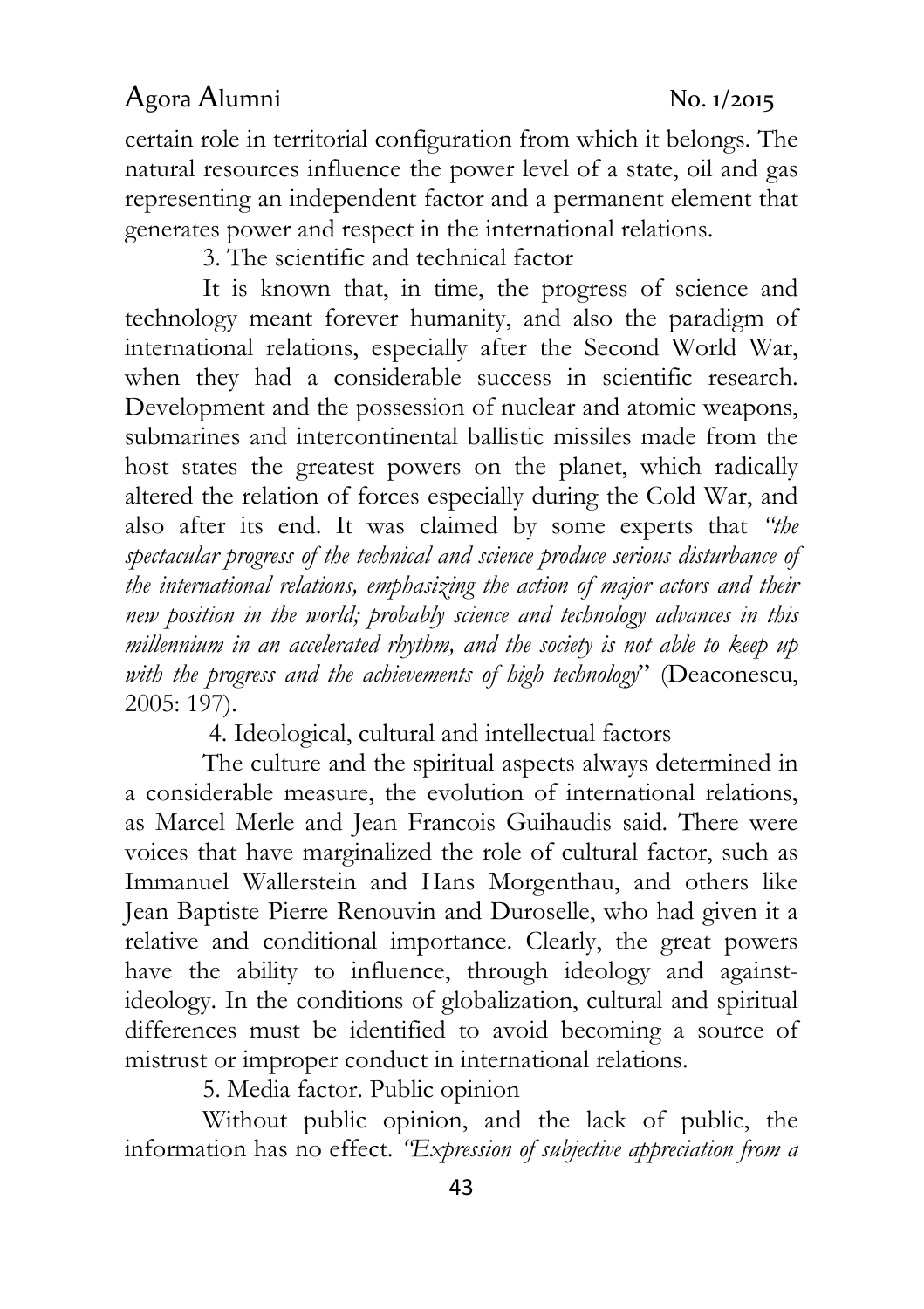certain role in territorial configuration from which it belongs. The natural resources influence the power level of a state, oil and gas representing an independent factor and a permanent element that generates power and respect in the international relations.

3. The scientific and technical factor

It is known that, in time, the progress of science and technology meant forever humanity, and also the paradigm of international relations, especially after the Second World War, when they had a considerable success in scientific research. Development and the possession of nuclear and atomic weapons, submarines and intercontinental ballistic missiles made from the host states the greatest powers on the planet, which radically altered the relation of forces especially during the Cold War, and also after its end. It was claimed by some experts that *"the spectacular progress of the technical and science produce serious disturbance of the international relations, emphasizing the action of major actors and their new position in the world; probably science and technology advances in this millennium in an accelerated rhythm, and the society is not able to keep up with the progress and the achievements of high technology*" (Deaconescu, 2005: 197).

4. Ideological, cultural and intellectual factors

The culture and the spiritual aspects always determined in a considerable measure, the evolution of international relations, as Marcel Merle and Jean Francois Guihaudis said. There were voices that have marginalized the role of cultural factor, such as Immanuel Wallerstein and Hans Morgenthau, and others like Jean Baptiste Pierre Renouvin and Duroselle, who had given it a relative and conditional importance. Clearly, the great powers have the ability to influence, through ideology and against-ideology. In the conditions of globalization, cultural and spiritual differences must be identified to avoid becoming a source of mistrust or improper conduct in international relations.

5. Media factor. Public opinion

Without public opinion, and the lack of public, the information has no effect. *"Expression of subjective appreciation from a*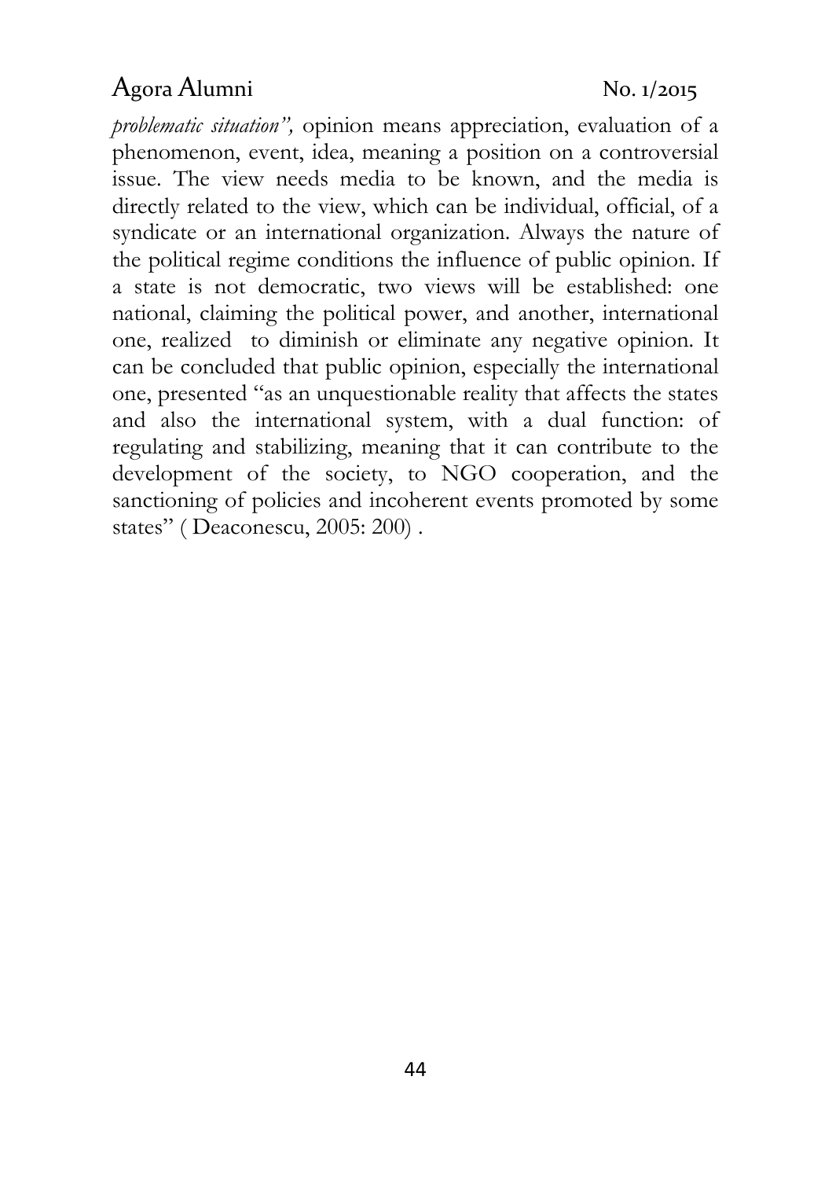*problematic situation",* opinion means appreciation, evaluation of a phenomenon, event, idea, meaning a position on a controversial issue. The view needs media to be known, and the media is directly related to the view, which can be individual, official, of a syndicate or an international organization. Always the nature of the political regime conditions the influence of public opinion. If a state is not democratic, two views will be established: one national, claiming the political power, and another, international one, realized to diminish or eliminate any negative opinion. It can be concluded that public opinion, especially the international one, presented "as an unquestionable reality that affects the states and also the international system, with a dual function: of regulating and stabilizing, meaning that it can contribute to the development of the society, to NGO cooperation, and the sanctioning of policies and incoherent events promoted by some states" ( Deaconescu, 2005: 200) .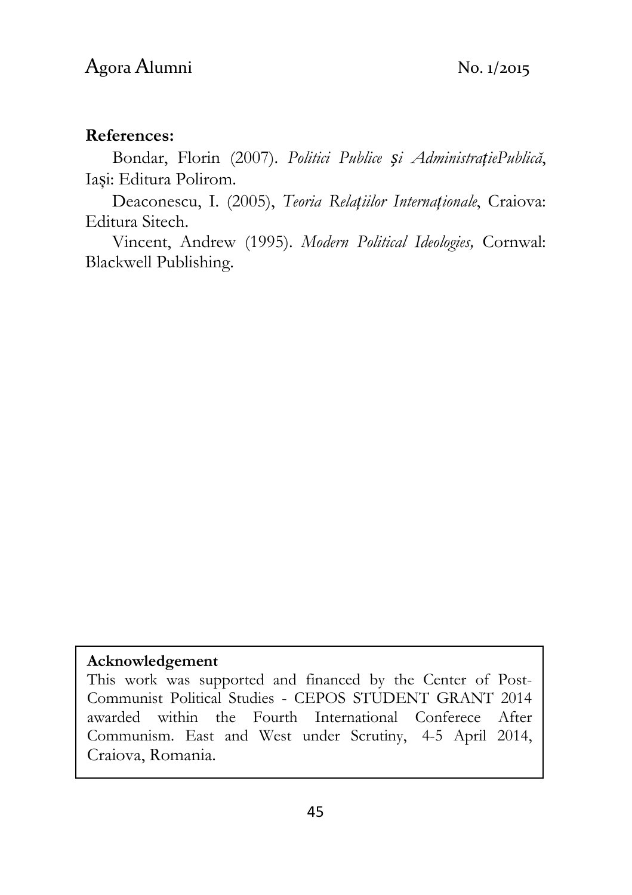**References:**

Bondar, Florin (2007). *Politici Publice şi AdministraţiePublică*, Iaşi: Editura Polirom.

Deaconescu, I. (2005), *Teoria Relaţiilor Internaţionale*, Craiova: Editura Sitech.

Vincent, Andrew (1995). *Modern Political Ideologies,* Cornwal: Blackwell Publishing.

**Acknowledgement**

This work was supported and financed by the Center of Post-Communist Political Studies - CEPOS STUDENT GRANT 2014 awarded within the Fourth International Conferece After Communism. East and West under Scrutiny, 4-5 April 2014, Craiova, Romania.